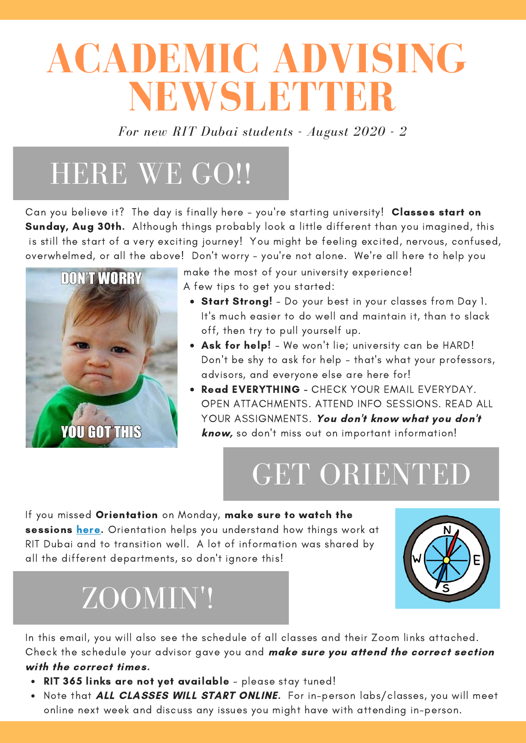# ACADEMIC ADVISING NEWSLETTER

*For new RIT Dubai students - August 2020 - 2*

## HERE WE GO!!

Can you believe it? The day is finally here - you're starting university! **Classes start on Sunday, Aug 30th.** Although things probably look a little different than you imagined, this is still the start of a very exciting journey! You might be feeling excited, nervous, confused, overwhelmed, or all the above! Don't worry - you're not alone. We're all here to help you make the most of your university experience!

A few tips to get you started:

- **Start Strong!** - Do your best in your classes from Day 1. It's much easier to do well and maintain it, than to slack off, then try to pull yourself up.
- **Ask for help!** - We won't lie; university can be HARD! Don't be shy to ask for help - that's what your professors, advisors, and everyone else are here for!
- **Read EVERYTHING** - CHECK YOUR EMAIL EVERYDAY. OPEN ATTACHMENTS. ATTEND INFO SESSIONS. READ ALL YOUR ASSIGNMENTS. ***You don't know what you don't know,*** so don't miss out on important information!

## GET ORIENTED

If you missed **Orientation** on Monday, **make sure to watch the sessions [here](here).** Orientation helps you understand how things work at RIT Dubai and to transition well. A lot of information was shared by all the different departments, so don't ignore this!

## ZOOMIN'!

In this email, you will also see the schedule of all classes and their Zoom links attached. Check the schedule your advisor gave you and ***make sure you attend the correct section with the correct times.***

- **RIT 365 links are not yet available** - please stay tuned!
- Note that ***ALL CLASSES WILL START ONLINE.*** For in-person labs/classes, you will meet online next week and discuss any issues you might have with attending in-person.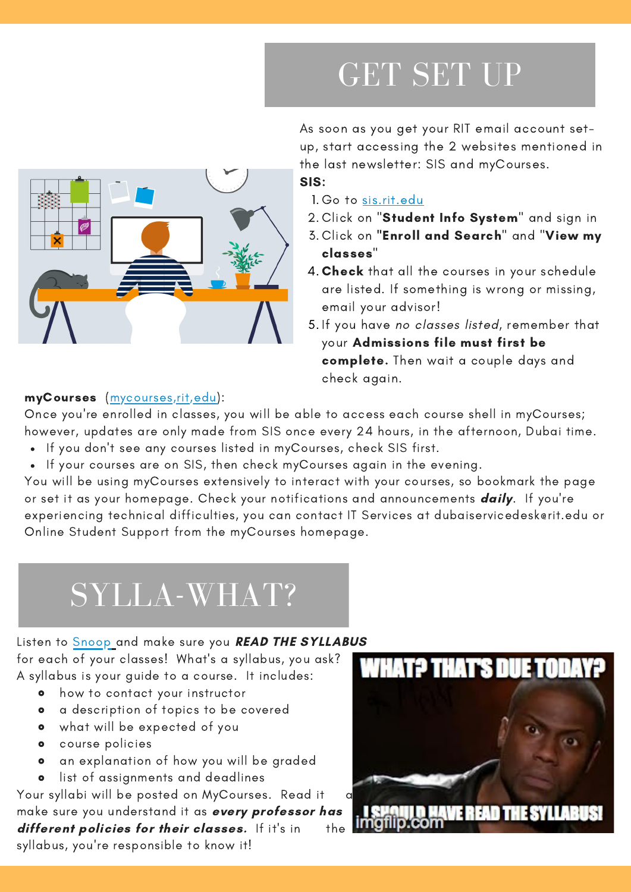# GET SET UP

As soon as you get your RIT email account set-up, start accessing the 2 websites mentioned in the last newsletter: SIS and myCourses.

**SIS**:

1. Go to sis.rit.edu
2. Click on "**Student Info System**" and sign in
3. Click on "**Enroll and Search**" and "**View my classes**"
4. **Check** that all the courses in your schedule are listed. If something is wrong or missing, email your advisor!
5. If you have *no classes listed*, remember that your **Admissions file must first be complete.** Then wait a couple days and check again.

**myCourses** (mycourses,rit,edu):

Once you're enrolled in classes, you will be able to access each course shell in myCourses; however, updates are only made from SIS once every 24 hours, in the afternoon, Dubai time.

- If you don't see any courses listed in myCourses, check SIS first.
- If your courses are on SIS, then check myCourses again in the evening.

You will be using myCourses extensively to interact with your courses, so bookmark the page or set it as your homepage. Check your notifications and announcements ***daily***. If you're experiencing technical difficulties, you can contact IT Services at dubaiservicedesk@rit.edu or Online Student Support from the myCourses homepage.

# SYLLA-WHAT?

Listen to Snoop and make sure you ***READ THE SYLLABUS*** for each of your classes! What's a syllabus, you ask? A syllabus is your guide to a course. It includes:

- how to contact your instructor
- a description of topics to be covered
- what will be expected of you
- course policies
- an explanation of how you will be graded
- list of assignments and deadlines

Your syllabi will be posted on MyCourses. Read it and make sure you understand it as ***every professor has different policies for their classes.*** If it's in the syllabus, you're responsible to know it!